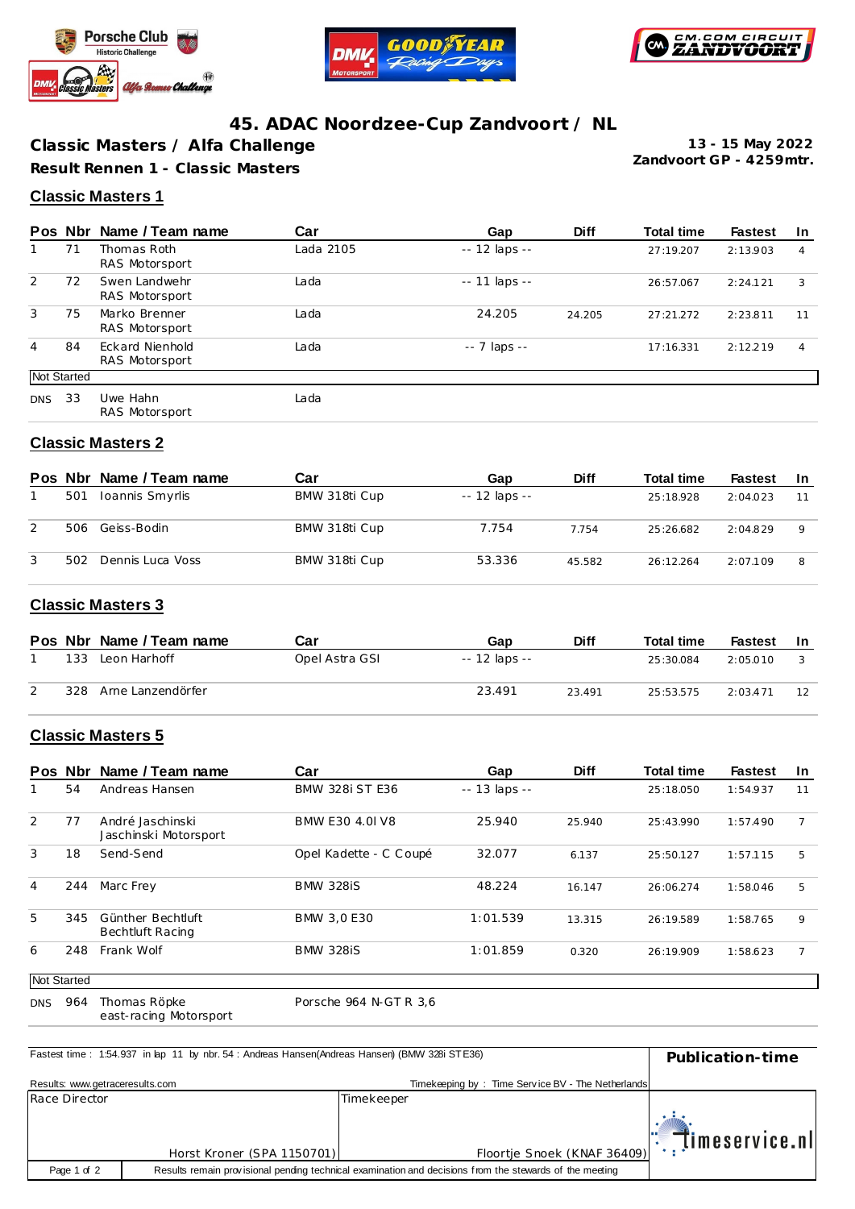# 45. ADAC Noordzee-Cup Zandvoort / NL

**Classic Masters / Alfa Challenge**

**13 - 15 May 2022**
**Zandvoort GP - 4259mtr.**

**Result Rennen 1 - Classic Masters**

## Classic Masters 1

| Pos | Nbr | Name / Team name | Car | Gap | Diff | Total time | Fastest | In |
|---|---|---|---|---|---|---|---|---|
| 1 | 71 | Thomas Roth<br>RAS Motorsport | Lada 2105 | -- 12 laps -- | | 27:19.207 | 2:13.903 | 4 |
| 2 | 72 | Swen Landwehr<br>RAS Motorsport | Lada | -- 11 laps -- | | 26:57.067 | 2:24.121 | 3 |
| 3 | 75 | Marko Brenner<br>RAS Motorsport | Lada | 24.205 | 24.205 | 27:21.272 | 2:23.811 | 11 |
| 4 | 84 | Eckard Nienhold<br>RAS Motorsport | Lada | -- 7 laps -- | | 17:16.331 | 2:12.219 | 4 |
| Not Started | | | | | | | | |
| DNS | 33 | Uwe Hahn<br>RAS Motorsport | Lada | | | | | |

## Classic Masters 2

| Pos | Nbr | Name / Team name | Car | Gap | Diff | Total time | Fastest | In |
|---|---|---|---|---|---|---|---|---|
| 1 | 501 | Ioannis Smyrlis | BMW 318ti Cup | -- 12 laps -- | | 25:18.928 | 2:04.023 | 11 |
| 2 | 506 | Geiss-Bodin | BMW 318ti Cup | 7.754 | 7.754 | 25:26.682 | 2:04.829 | 9 |
| 3 | 502 | Dennis Luca Voss | BMW 318ti Cup | 53.336 | 45.582 | 26:12.264 | 2:07.109 | 8 |

## Classic Masters 3

| Pos | Nbr | Name / Team name | Car | Gap | Diff | Total time | Fastest | In |
|---|---|---|---|---|---|---|---|---|
| 1 | 133 | Leon Harhoff | Opel Astra GSI | -- 12 laps -- | | 25:30.084 | 2:05.010 | 3 |
| 2 | 328 | Arne Lanzendörfer | | 23.491 | 23.491 | 25:53.575 | 2:03.471 | 12 |

## Classic Masters 5

| Pos | Nbr | Name / Team name | Car | Gap | Diff | Total time | Fastest | In |
|---|---|---|---|---|---|---|---|---|
| 1 | 54 | Andreas Hansen | BMW 328i ST E36 | -- 13 laps -- | | 25:18.050 | 1:54.937 | 11 |
| 2 | 77 | André Jaschinski<br>Jaschinski Motorsport | BMW E30 4.0l V8 | 25.940 | 25.940 | 25:43.990 | 1:57.490 | 7 |
| 3 | 18 | Send-Send | Opel Kadette - C Coupé | 32.077 | 6.137 | 25:50.127 | 1:57.115 | 5 |
| 4 | 244 | Marc Frey | BMW 328iS | 48.224 | 16.147 | 26:06.274 | 1:58.046 | 5 |
| 5 | 345 | Günther Bechtluft<br>Bechtluft Racing | BMW 3,0 E30 | 1:01.539 | 13.315 | 26:19.589 | 1:58.765 | 9 |
| 6 | 248 | Frank Wolf | BMW 328iS | 1:01.859 | 0.320 | 26:19.909 | 1:58.623 | 7 |
| Not Started | | | | | | | | |
| DNS | 964 | Thomas Röpke<br>east-racing Motorsport | Porsche 964 N-GT R 3,6 | | | | | |

Fastest time : 1:54.937 in lap 11 by nbr. 54 : Andreas Hansen(Andreas Hansen) (BMW 328i ST E36)

**Publication-time**

Results: www.getraceresults.com

Timekeeping by : Time Service BV - The Netherlands

| Race Director | Timekeeper |
|---|---|
| Horst Kroner (SPA 1150701) | Floortje Snoek (KNAF 36409) |

Results remain provisional pending technical examination and decisions from the stewards of the meeting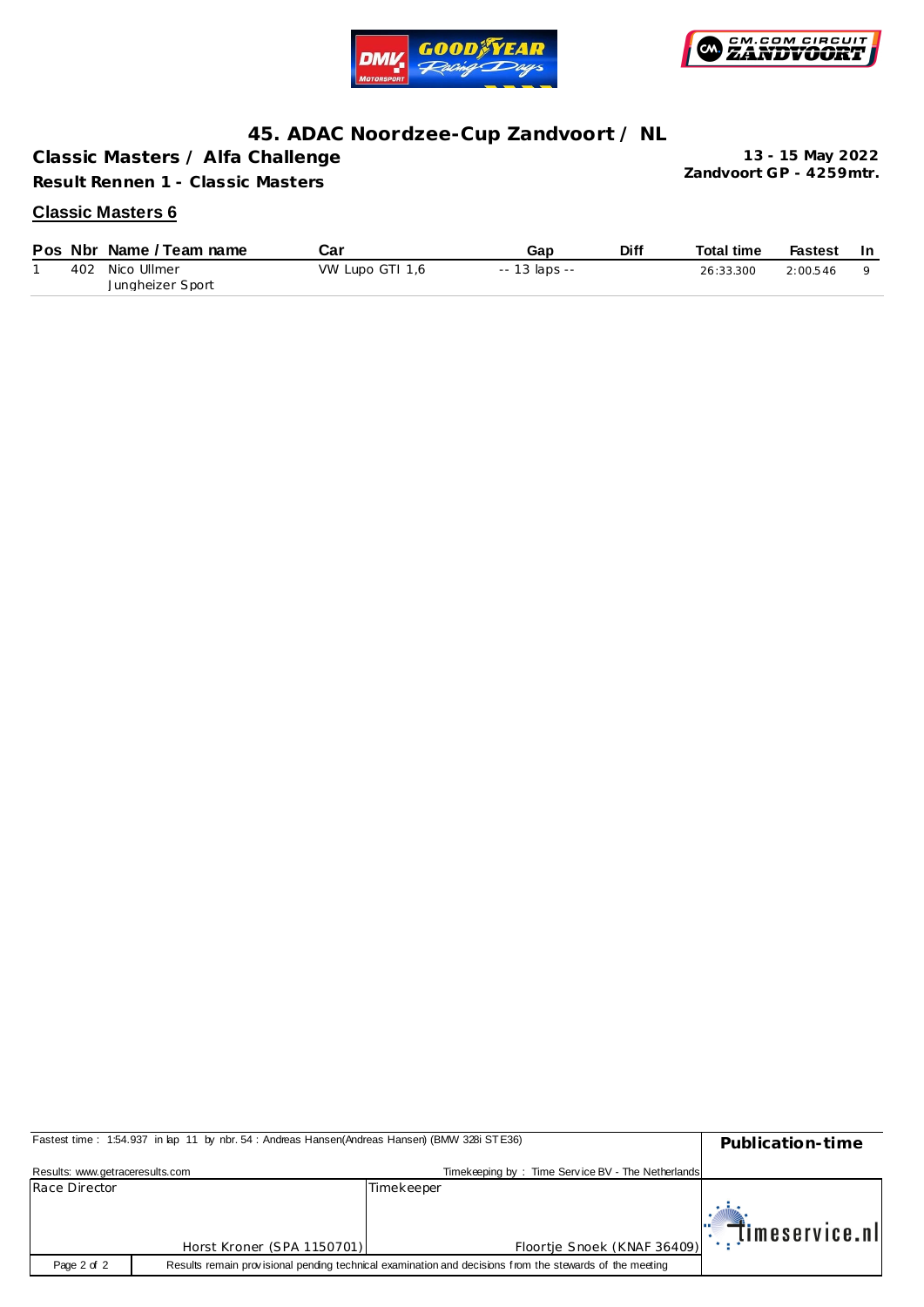# 45. ADAC Noordzee-Cup Zandvoort / NL

**Classic Masters / Alfa Challenge**

**Result Rennen 1 - Classic Masters**

**13 - 15 May 2022**
**Zandvoort GP - 4259mtr.**

## Classic Masters 6

| Pos | Nbr | Name / Team name | Car | Gap | Diff | Total time | Fastest | In |
|---|---|---|---|---|---|---|---|---|
| 1 | 402 | Nico Ullmer<br>Jungheizer Sport | VW Lupo GTI 1,6 | -- 13 laps -- | | 26:33.300 | 2:00.546 | 9 |

Fastest time : 1:54.937 in lap 11 by nbr. 54 : Andreas Hansen(Andreas Hansen) (BMW 328i STE36)

**Publication-time**

Results: www.getraceresults.com

Timekeeping by : Time Service BV - The Netherlands

| Race Director | Timekeeper |
|---|---|
| Horst Kroner (SPA 1150701) | Floortje Snoek (KNAF 36409) |

timeservice.nl

Results remain provisional pending technical examination and decisions from the stewards of the meeting